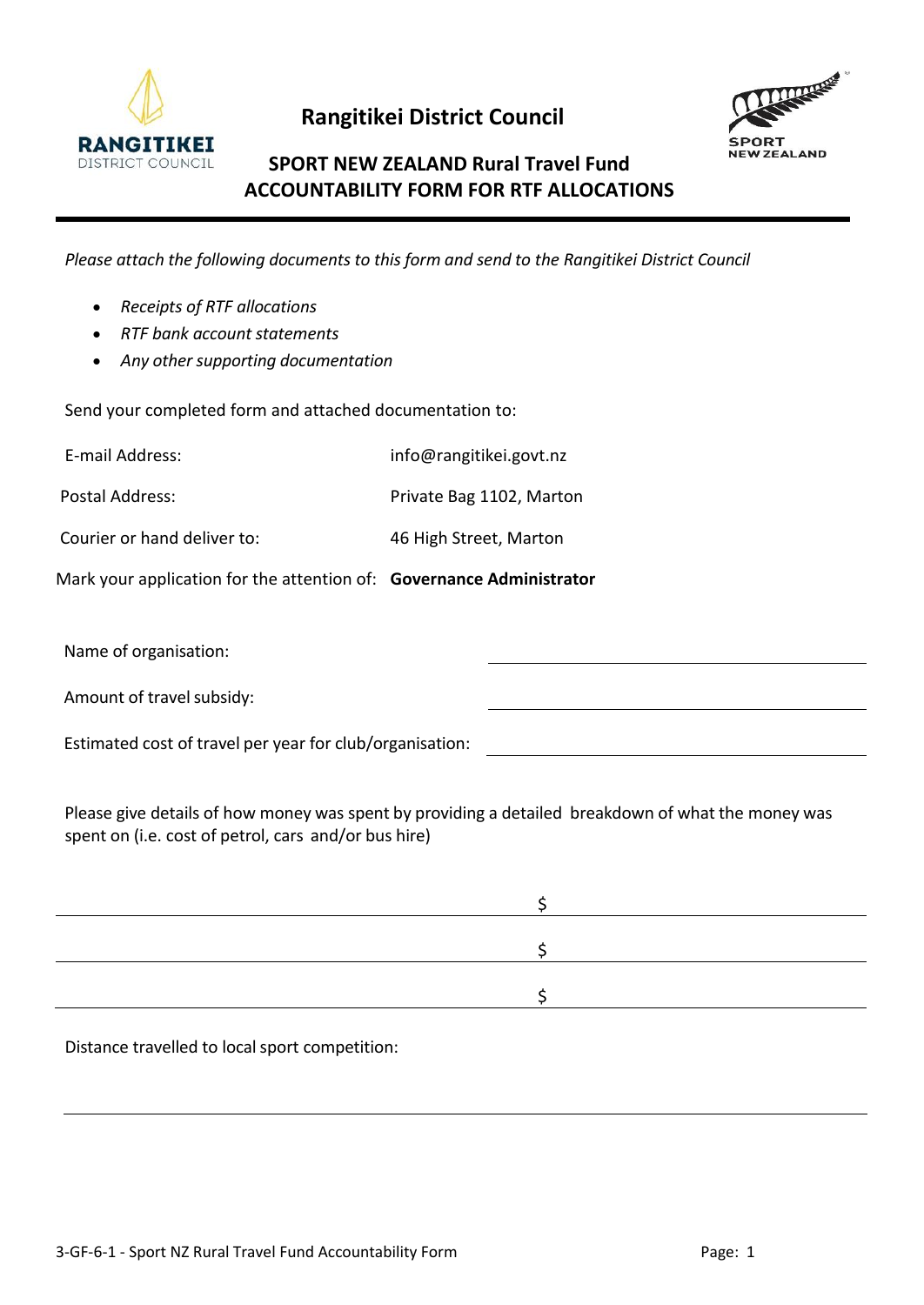# Rangitikei District Council

## SPORT NEW ZEALAND Rural Travel Fund ACCOUNTABILITY FORM FOR RTF ALLOCATIONS

*Please attach the following documents to this form and send to the Rangitikei District Council*

- *Receipts of RTF allocations*
- *RTF bank account statements*
- *Any other supporting documentation*

Send your completed form and attached documentation to:

| | |
|---|---|
| E-mail Address: | info@rangitikei.govt.nz |
| Postal Address: | Private Bag 1102, Marton |
| Courier or hand deliver to: | 46 High Street, Marton |
| Mark your application for the attention of: | **Governance Administrator** |

Name of organisation: ____________________

Amount of travel subsidy: ____________________

Estimated cost of travel per year for club/organisation: ____________________

Please give details of how money was spent by providing a detailed breakdown of what the money was spent on (i.e. cost of petrol, cars and/or bus hire)

____________________ $ ____________________

____________________ $ ____________________

____________________ $ ____________________

Distance travelled to local sport competition:

____________________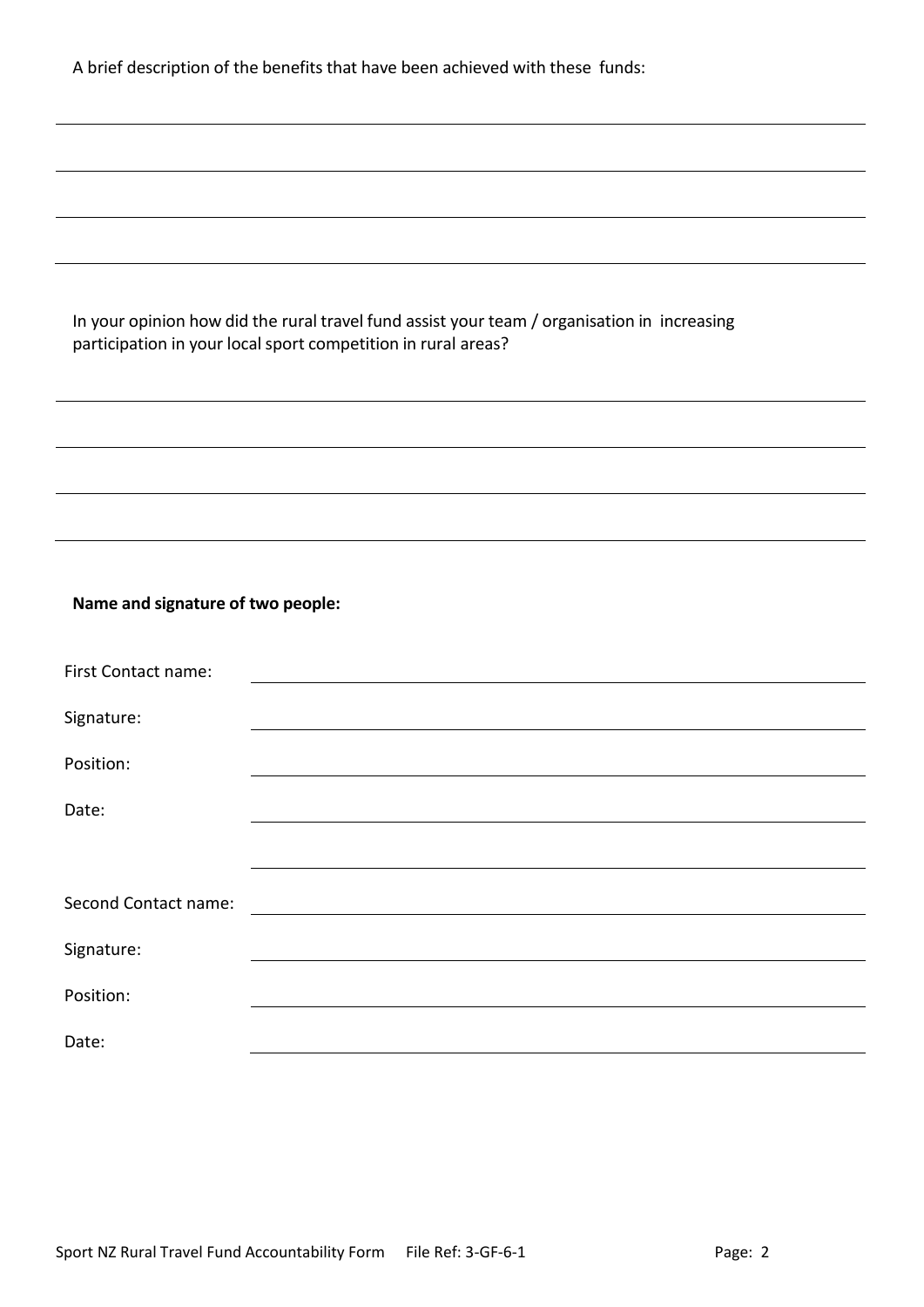A brief description of the benefits that have been achieved with these funds:

In your opinion how did the rural travel fund assist your team / organisation in increasing participation in your local sport competition in rural areas?

**Name and signature of two people:**

First Contact name:

Signature:

Position:

Date:

Second Contact name:

Signature:

Position:

Date: